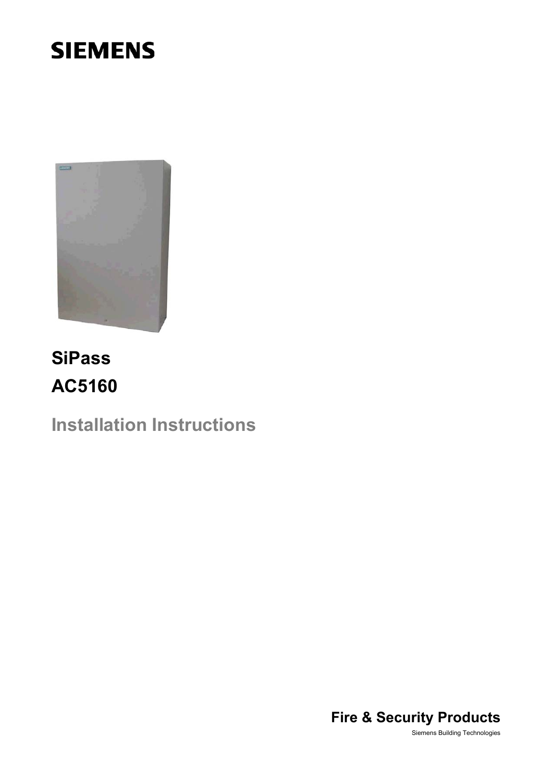SIEMENS

# SiPass

# AC5160

## Installation Instructions

**Fire & Security Products**

Siemens Building Technologies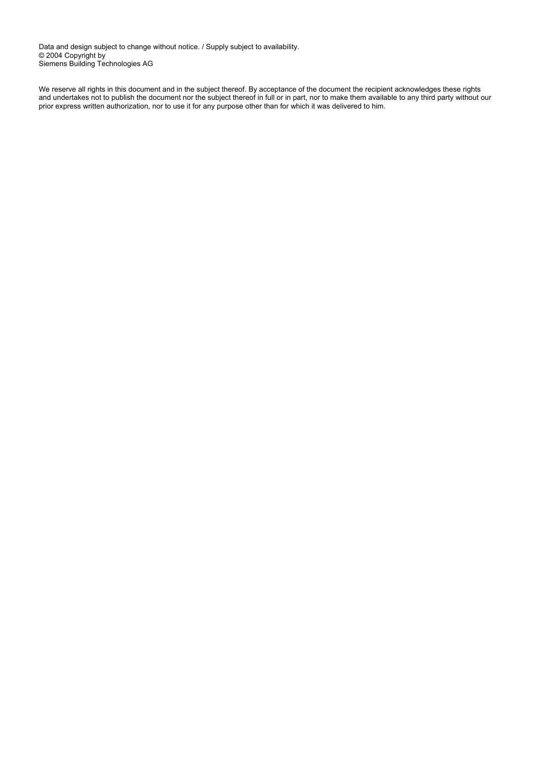Data and design subject to change without notice. / Supply subject to availability.
© 2004 Copyright by
Siemens Building Technologies AG

We reserve all rights in this document and in the subject thereof. By acceptance of the document the recipient acknowledges these rights and undertakes not to publish the document nor the subject thereof in full or in part, nor to make them available to any third party without our prior express written authorization, nor to use it for any purpose other than for which it was delivered to him.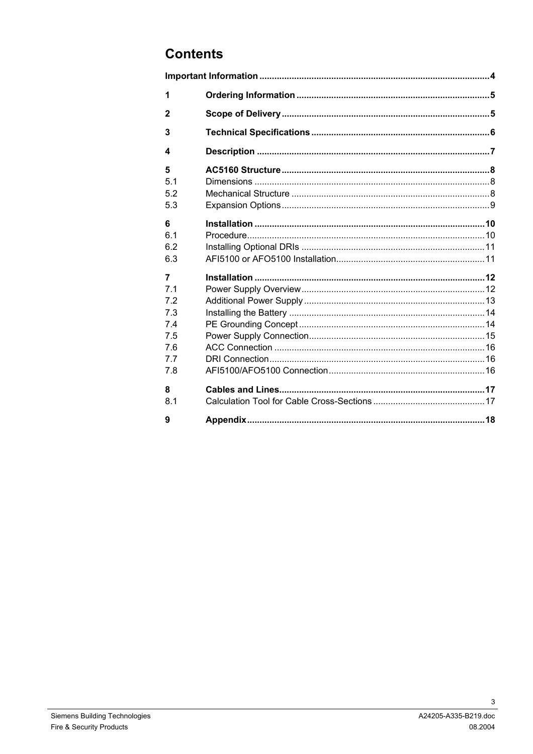# Contents

**Important Information** .......... **4**

| | | |
|---|---|---|
| **1** | **Ordering Information** | **5** |
| **2** | **Scope of Delivery** | **5** |
| **3** | **Technical Specifications** | **6** |
| **4** | **Description** | **7** |
| **5** | **AC5160 Structure** | **8** |
| 5.1 | Dimensions | 8 |
| 5.2 | Mechanical Structure | 8 |
| 5.3 | Expansion Options | 9 |
| **6** | **Installation** | **10** |
| 6.1 | Procedure | 10 |
| 6.2 | Installing Optional DRIs | 11 |
| 6.3 | AFI5100 or AFO5100 Installation | 11 |
| **7** | **Installation** | **12** |
| 7.1 | Power Supply Overview | 12 |
| 7.2 | Additional Power Supply | 13 |
| 7.3 | Installing the Battery | 14 |
| 7.4 | PE Grounding Concept | 14 |
| 7.5 | Power Supply Connection | 15 |
| 7.6 | ACC Connection | 16 |
| 7.7 | DRI Connection | 16 |
| 7.8 | AFI5100/AFO5100 Connection | 16 |
| **8** | **Cables and Lines** | **17** |
| 8.1 | Calculation Tool for Cable Cross-Sections | 17 |
| **9** | **Appendix** | **18** |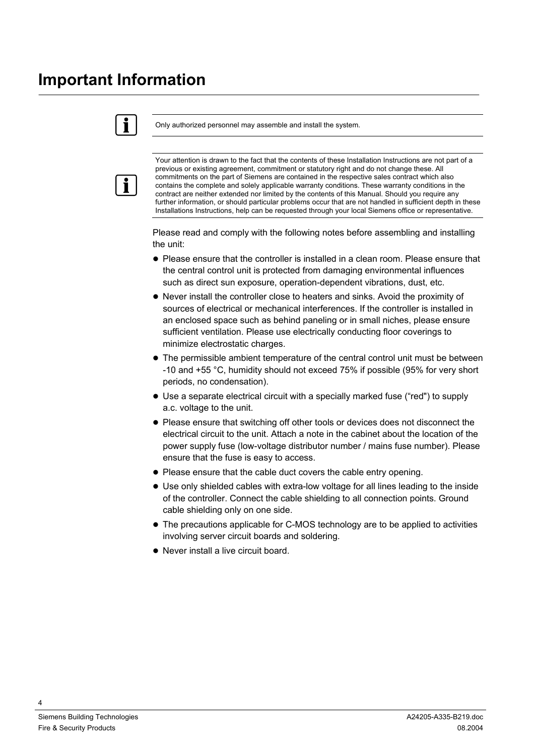# Important Information

Only authorized personnel may assemble and install the system.

Your attention is drawn to the fact that the contents of these Installation Instructions are not part of a previous or existing agreement, commitment or statutory right and do not change these. All commitments on the part of Siemens are contained in the respective sales contract which also contains the complete and solely applicable warranty conditions. These warranty conditions in the contract are neither extended nor limited by the contents of this Manual. Should you require any further information, or should particular problems occur that are not handled in sufficient depth in these Installations Instructions, help can be requested through your local Siemens office or representative.

Please read and comply with the following notes before assembling and installing the unit:

- Please ensure that the controller is installed in a clean room. Please ensure that the central control unit is protected from damaging environmental influences such as direct sun exposure, operation-dependent vibrations, dust, etc.
- Never install the controller close to heaters and sinks. Avoid the proximity of sources of electrical or mechanical interferences. If the controller is installed in an enclosed space such as behind paneling or in small niches, please ensure sufficient ventilation. Please use electrically conducting floor coverings to minimize electrostatic charges.
- The permissible ambient temperature of the central control unit must be between -10 and +55 °C, humidity should not exceed 75% if possible (95% for very short periods, no condensation).
- Use a separate electrical circuit with a specially marked fuse (“red") to supply a.c. voltage to the unit.
- Please ensure that switching off other tools or devices does not disconnect the electrical circuit to the unit. Attach a note in the cabinet about the location of the power supply fuse (low-voltage distributor number / mains fuse number). Please ensure that the fuse is easy to access.
- Please ensure that the cable duct covers the cable entry opening.
- Use only shielded cables with extra-low voltage for all lines leading to the inside of the controller. Connect the cable shielding to all connection points. Ground cable shielding only on one side.
- The precautions applicable for C-MOS technology are to be applied to activities involving server circuit boards and soldering.
- Never install a live circuit board.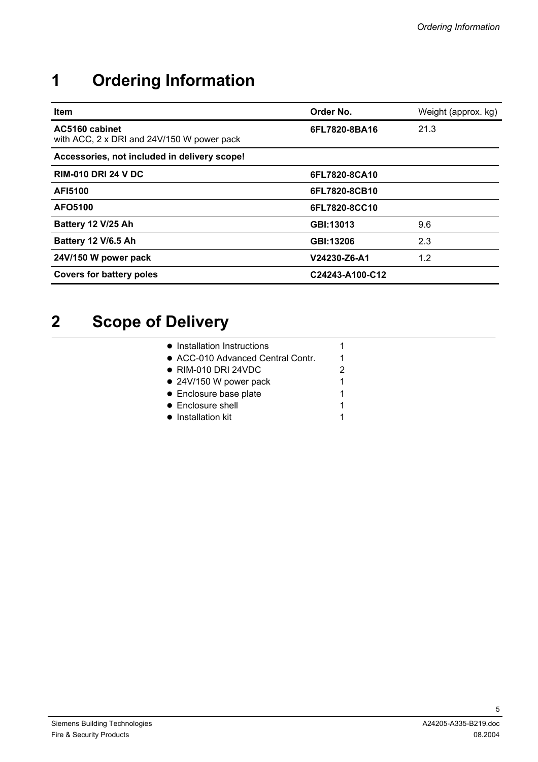# 1 Ordering Information

| Item | Order No. | Weight (approx. kg) |
|---|---|---|
| **AC5160 cabinet**<br>with ACC, 2 x DRI and 24V/150 W power pack | **6FL7820-8BA16** | 21.3 |
| **Accessories, not included in delivery scope!** | | |
| **RIM-010 DRI 24 V DC** | **6FL7820-8CA10** | |
| **AFI5100** | **6FL7820-8CB10** | |
| **AFO5100** | **6FL7820-8CC10** | |
| **Battery 12 V/25 Ah** | **GBI:13013** | 9.6 |
| **Battery 12 V/6.5 Ah** | **GBI:13206** | 2.3 |
| **24V/150 W power pack** | **V24230-Z6-A1** | 1.2 |
| **Covers for battery poles** | **C24243-A100-C12** | |

# 2 Scope of Delivery

- Installation Instructions 1
- ACC-010 Advanced Central Contr. 1
- RIM-010 DRI 24VDC 2
- 24V/150 W power pack 1
- Enclosure base plate 1
- Enclosure shell 1
- Installation kit 1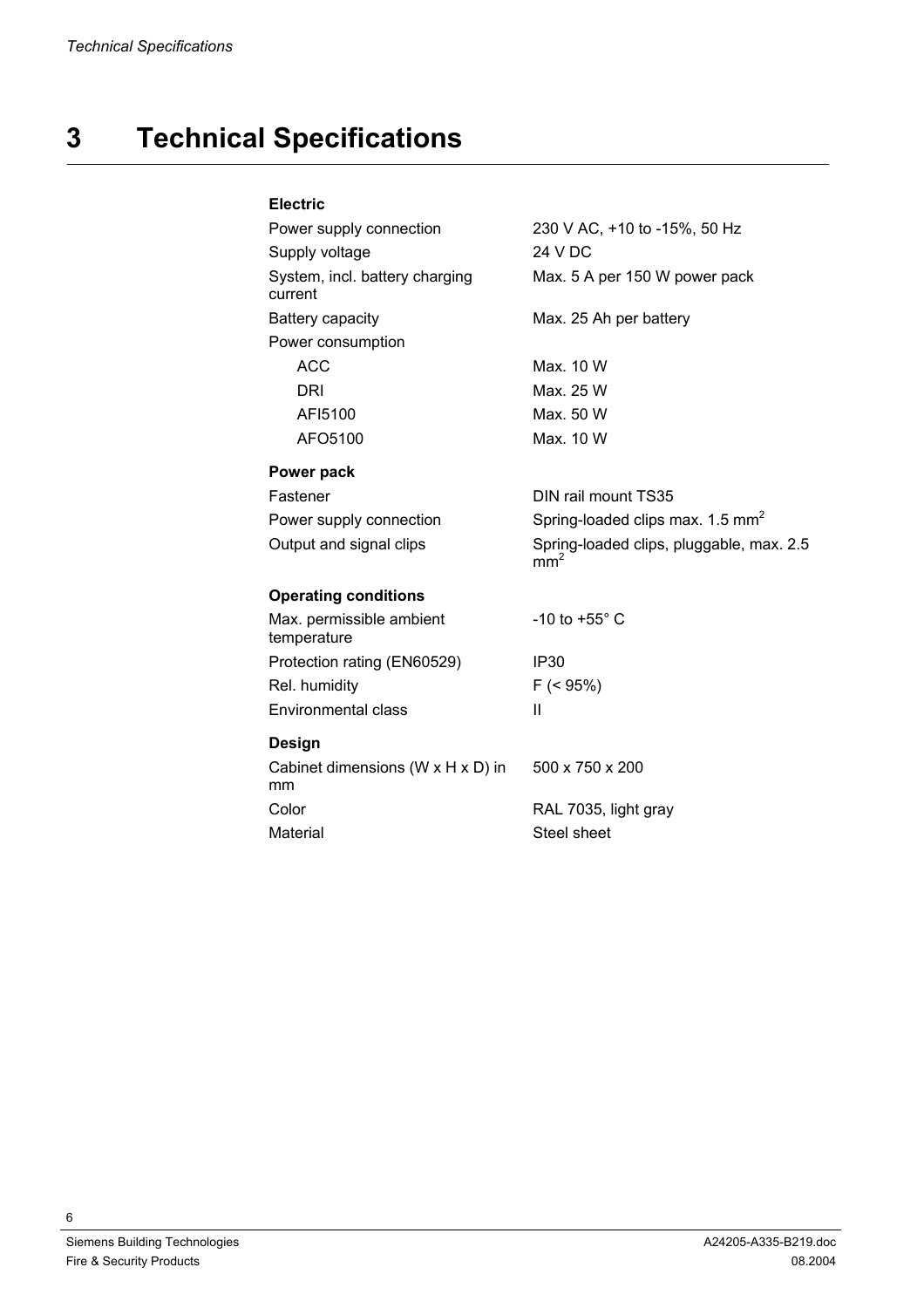# 3 Technical Specifications

**Electric**

| | |
|---|---|
| Power supply connection | 230 V AC, +10 to -15%, 50 Hz |
| Supply voltage | 24 V DC |
| System, incl. battery charging current | Max. 5 A per 150 W power pack |
| Battery capacity | Max. 25 Ah per battery |
| Power consumption | |
| ACC | Max. 10 W |
| DRI | Max. 25 W |
| AFI5100 | Max. 50 W |
| AFO5100 | Max. 10 W |

**Power pack**

| | |
|---|---|
| Fastener | DIN rail mount TS35 |
| Power supply connection | Spring-loaded clips max. 1.5 $mm^2$ |
| Output and signal clips | Spring-loaded clips, pluggable, max. 2.5 $mm^2$ |

**Operating conditions**

| | |
|---|---|
| Max. permissible ambient temperature | -10 to +55° C |
| Protection rating (EN60529) | IP30 |
| Rel. humidity | F (< 95%) |
| Environmental class | II |

**Design**

| | |
|---|---|
| Cabinet dimensions (W x H x D) in mm | 500 x 750 x 200 |
| Color | RAL 7035, light gray |
| Material | Steel sheet |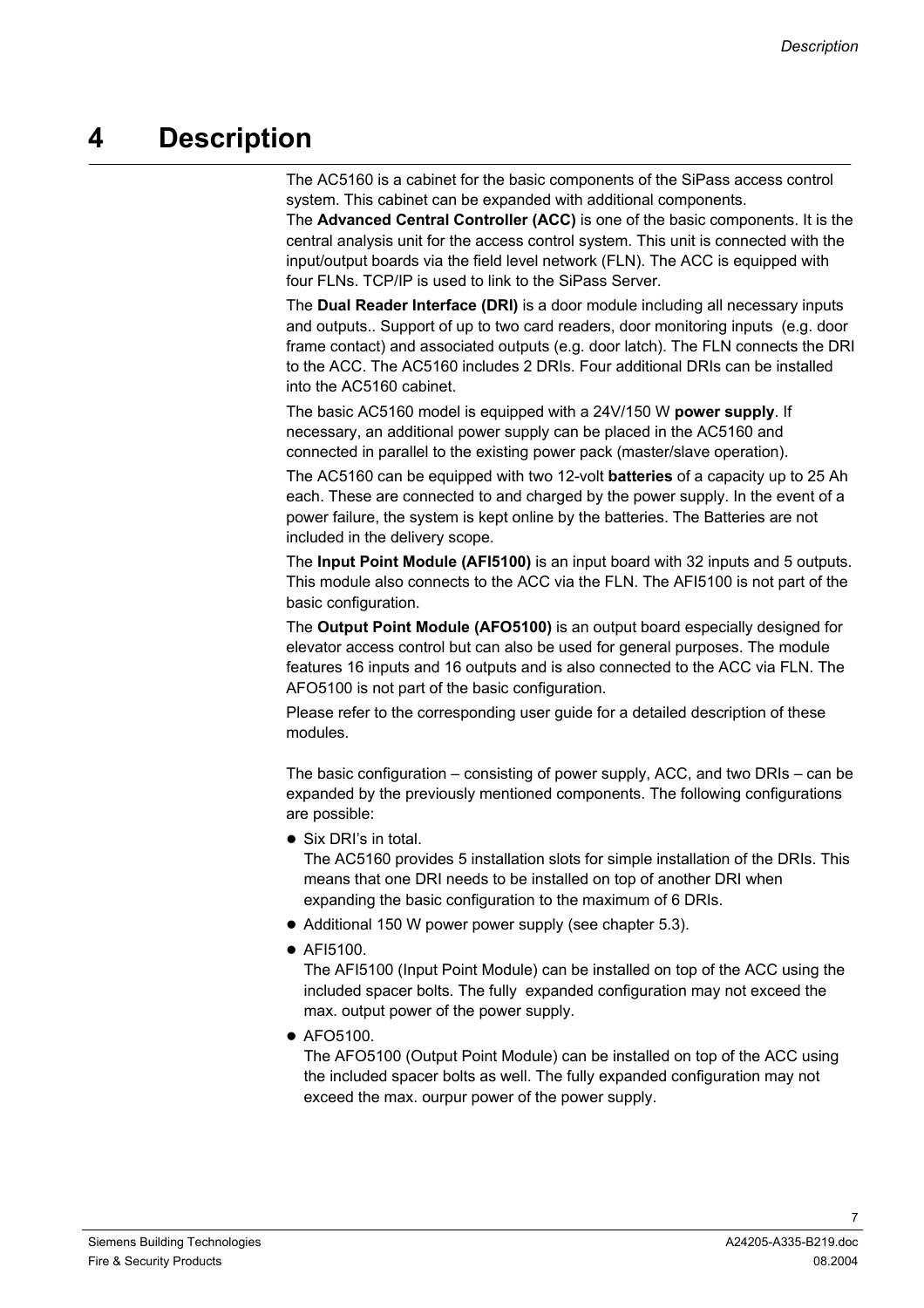# 4 Description

The AC5160 is a cabinet for the basic components of the SiPass access control system. This cabinet can be expanded with additional components.
The **Advanced Central Controller (ACC)** is one of the basic components. It is the central analysis unit for the access control system. This unit is connected with the input/output boards via the field level network (FLN). The ACC is equipped with four FLNs. TCP/IP is used to link to the SiPass Server.

The **Dual Reader Interface (DRI)** is a door module including all necessary inputs and outputs.. Support of up to two card readers, door monitoring inputs (e.g. door frame contact) and associated outputs (e.g. door latch). The FLN connects the DRI to the ACC. The AC5160 includes 2 DRIs. Four additional DRIs can be installed into the AC5160 cabinet.

The basic AC5160 model is equipped with a 24V/150 W **power supply**. If necessary, an additional power supply can be placed in the AC5160 and connected in parallel to the existing power pack (master/slave operation).

The AC5160 can be equipped with two 12-volt **batteries** of a capacity up to 25 Ah each. These are connected to and charged by the power supply. In the event of a power failure, the system is kept online by the batteries. The Batteries are not included in the delivery scope.

The **Input Point Module (AFI5100)** is an input board with 32 inputs and 5 outputs. This module also connects to the ACC via the FLN. The AFI5100 is not part of the basic configuration.

The **Output Point Module (AFO5100)** is an output board especially designed for elevator access control but can also be used for general purposes. The module features 16 inputs and 16 outputs and is also connected to the ACC via FLN. The AFO5100 is not part of the basic configuration.

Please refer to the corresponding user guide for a detailed description of these modules.

The basic configuration – consisting of power supply, ACC, and two DRIs – can be expanded by the previously mentioned components. The following configurations are possible:

- Six DRI's in total.
  The AC5160 provides 5 installation slots for simple installation of the DRIs. This means that one DRI needs to be installed on top of another DRI when expanding the basic configuration to the maximum of 6 DRIs.
- Additional 150 W power power supply (see chapter 5.3).
- AFI5100.
  The AFI5100 (Input Point Module) can be installed on top of the ACC using the included spacer bolts. The fully expanded configuration may not exceed the max. output power of the power supply.
- AFO5100.
  The AFO5100 (Output Point Module) can be installed on top of the ACC using the included spacer bolts as well. The fully expanded configuration may not exceed the max. ourpur power of the power supply.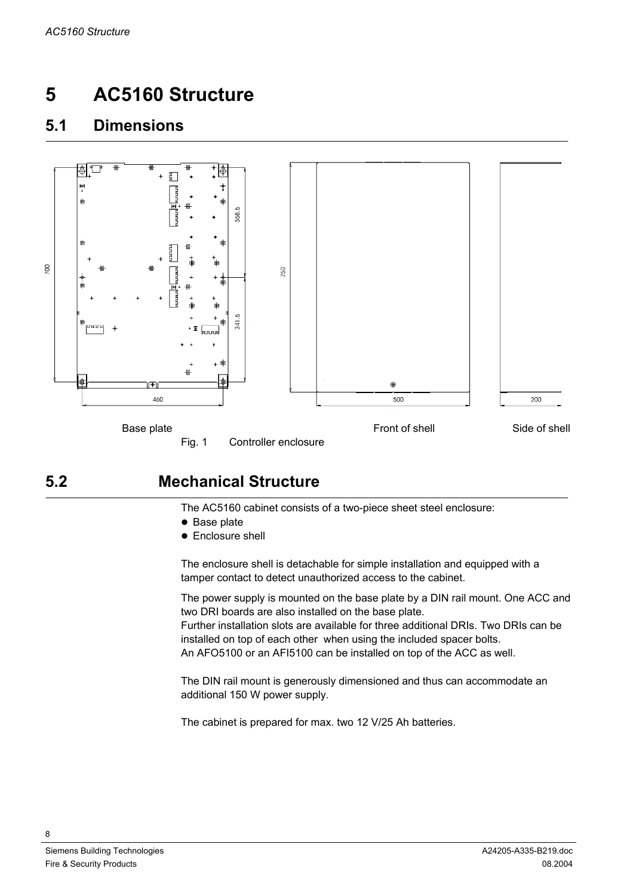# 5 AC5160 Structure

## 5.1 Dimensions

Base plate | Front of shell | Side of shell

Fig. 1 Controller enclosure

## 5.2 Mechanical Structure

The AC5160 cabinet consists of a two-piece sheet steel enclosure:

- Base plate
- Enclosure shell

The enclosure shell is detachable for simple installation and equipped with a tamper contact to detect unauthorized access to the cabinet.

The power supply is mounted on the base plate by a DIN rail mount. One ACC and two DRI boards are also installed on the base plate.
Further installation slots are available for three additional DRIs. Two DRIs can be installed on top of each other when using the included spacer bolts.
An AFO5100 or an AFI5100 can be installed on top of the ACC as well.

The DIN rail mount is generously dimensioned and thus can accommodate an additional 150 W power supply.

The cabinet is prepared for max. two 12 V/25 Ah batteries.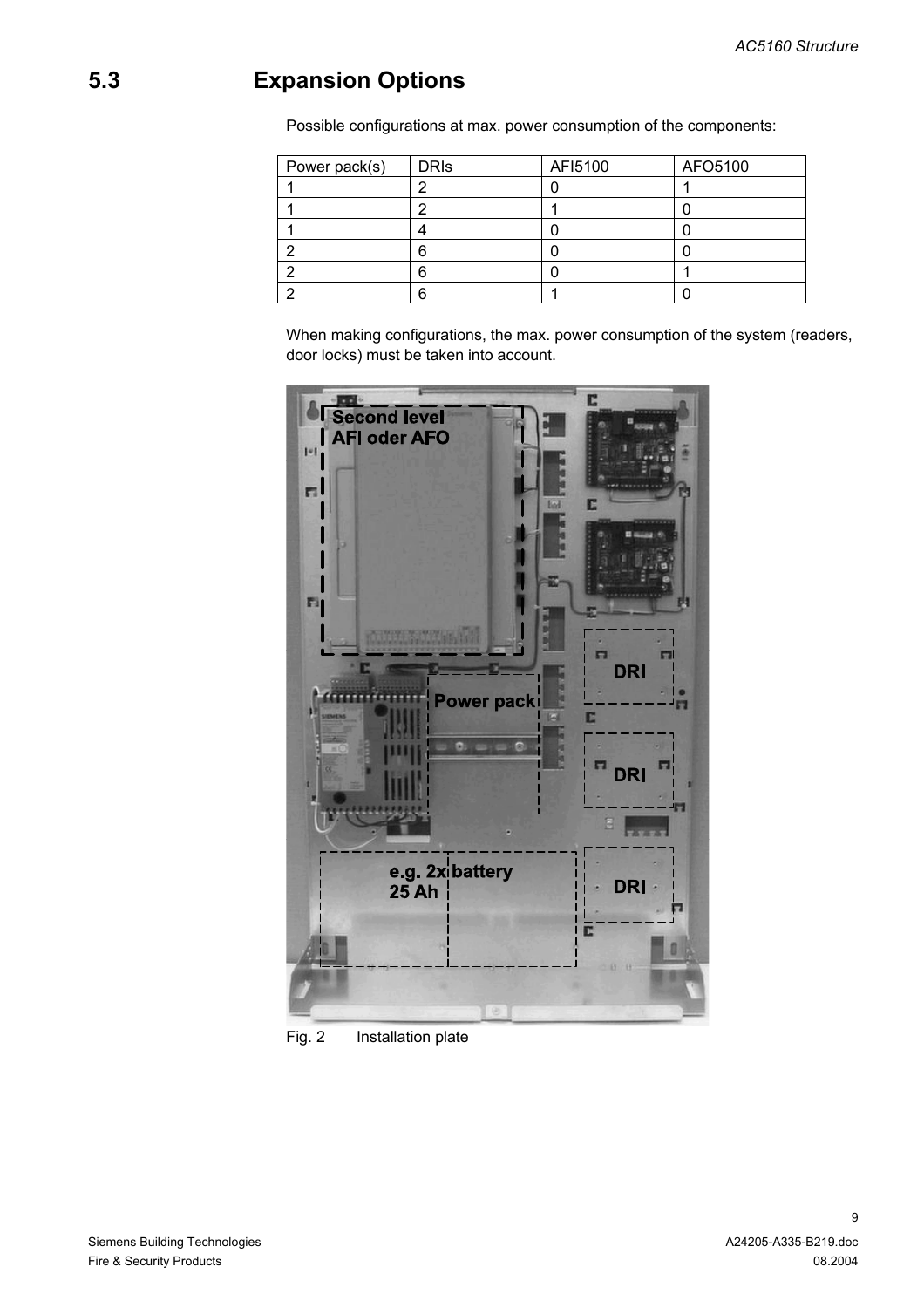## 5.3 Expansion Options

Possible configurations at max. power consumption of the components:

| Power pack(s) | DRIs | AFI5100 | AFO5100 |
| --- | --- | --- | --- |
| 1 | 2 | 0 | 1 |
| 1 | 2 | 1 | 0 |
| 1 | 4 | 0 | 0 |
| 2 | 6 | 0 | 0 |
| 2 | 6 | 0 | 1 |
| 2 | 6 | 1 | 0 |

When making configurations, the max. power consumption of the system (readers, door locks) must be taken into account.

Fig. 2 Installation plate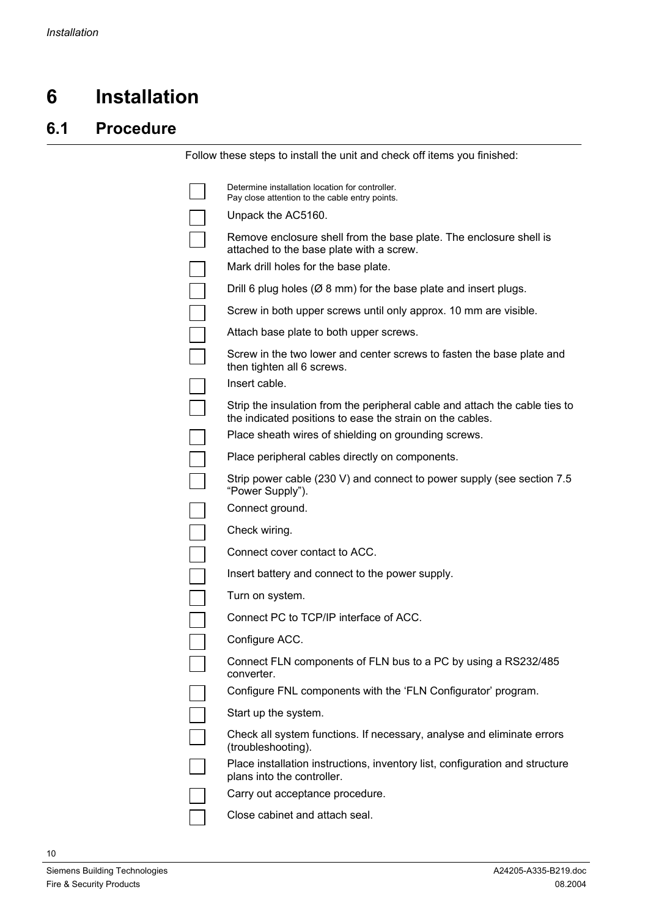# 6 Installation

## 6.1 Procedure

Follow these steps to install the unit and check off items you finished:

- [ ] Determine installation location for controller.  
  Pay close attention to the cable entry points.
- [ ] Unpack the AC5160.
- [ ] Remove enclosure shell from the base plate. The enclosure shell is attached to the base plate with a screw.
- [ ] Mark drill holes for the base plate.
- [ ] Drill 6 plug holes (Ø 8 mm) for the base plate and insert plugs.
- [ ] Screw in both upper screws until only approx. 10 mm are visible.
- [ ] Attach base plate to both upper screws.
- [ ] Screw in the two lower and center screws to fasten the base plate and then tighten all 6 screws.
- [ ] Insert cable.
- [ ] Strip the insulation from the peripheral cable and attach the cable ties to the indicated positions to ease the strain on the cables.
- [ ] Place sheath wires of shielding on grounding screws.
- [ ] Place peripheral cables directly on components.
- [ ] Strip power cable (230 V) and connect to power supply (see section 7.5 “Power Supply”).
- [ ] Connect ground.
- [ ] Check wiring.
- [ ] Connect cover contact to ACC.
- [ ] Insert battery and connect to the power supply.
- [ ] Turn on system.
- [ ] Connect PC to TCP/IP interface of ACC.
- [ ] Configure ACC.
- [ ] Connect FLN components of FLN bus to a PC by using a RS232/485 converter.
- [ ] Configure FNL components with the ‘FLN Configurator’ program.
- [ ] Start up the system.
- [ ] Check all system functions. If necessary, analyse and eliminate errors (troubleshooting).
- [ ] Place installation instructions, inventory list, configuration and structure plans into the controller.
- [ ] Carry out acceptance procedure.
- [ ] Close cabinet and attach seal.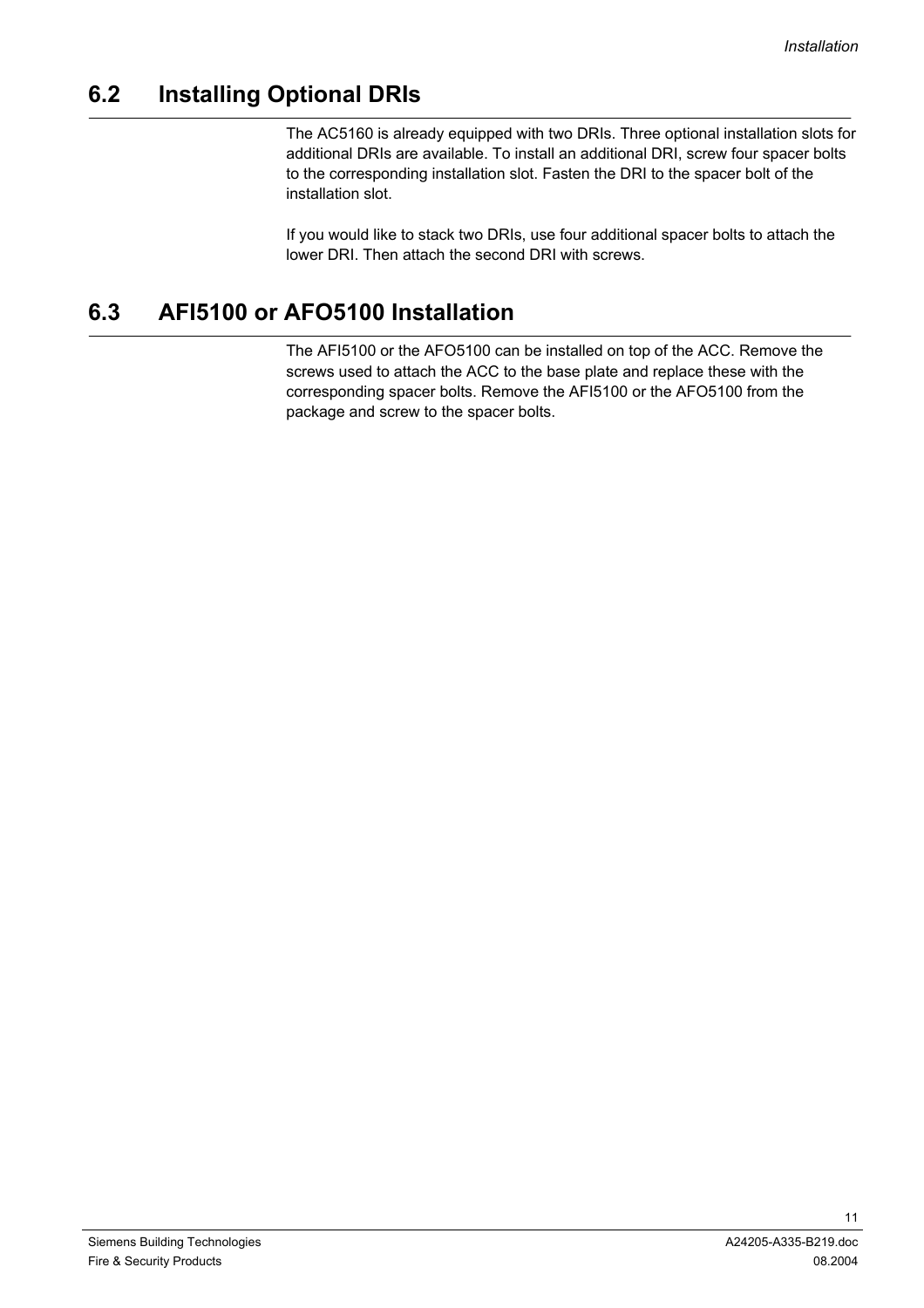## 6.2 Installing Optional DRIs

The AC5160 is already equipped with two DRIs. Three optional installation slots for additional DRIs are available. To install an additional DRI, screw four spacer bolts to the corresponding installation slot. Fasten the DRI to the spacer bolt of the installation slot.

If you would like to stack two DRIs, use four additional spacer bolts to attach the lower DRI. Then attach the second DRI with screws.

## 6.3 AFI5100 or AFO5100 Installation

The AFI5100 or the AFO5100 can be installed on top of the ACC. Remove the screws used to attach the ACC to the base plate and replace these with the corresponding spacer bolts. Remove the AFI5100 or the AFO5100 from the package and screw to the spacer bolts.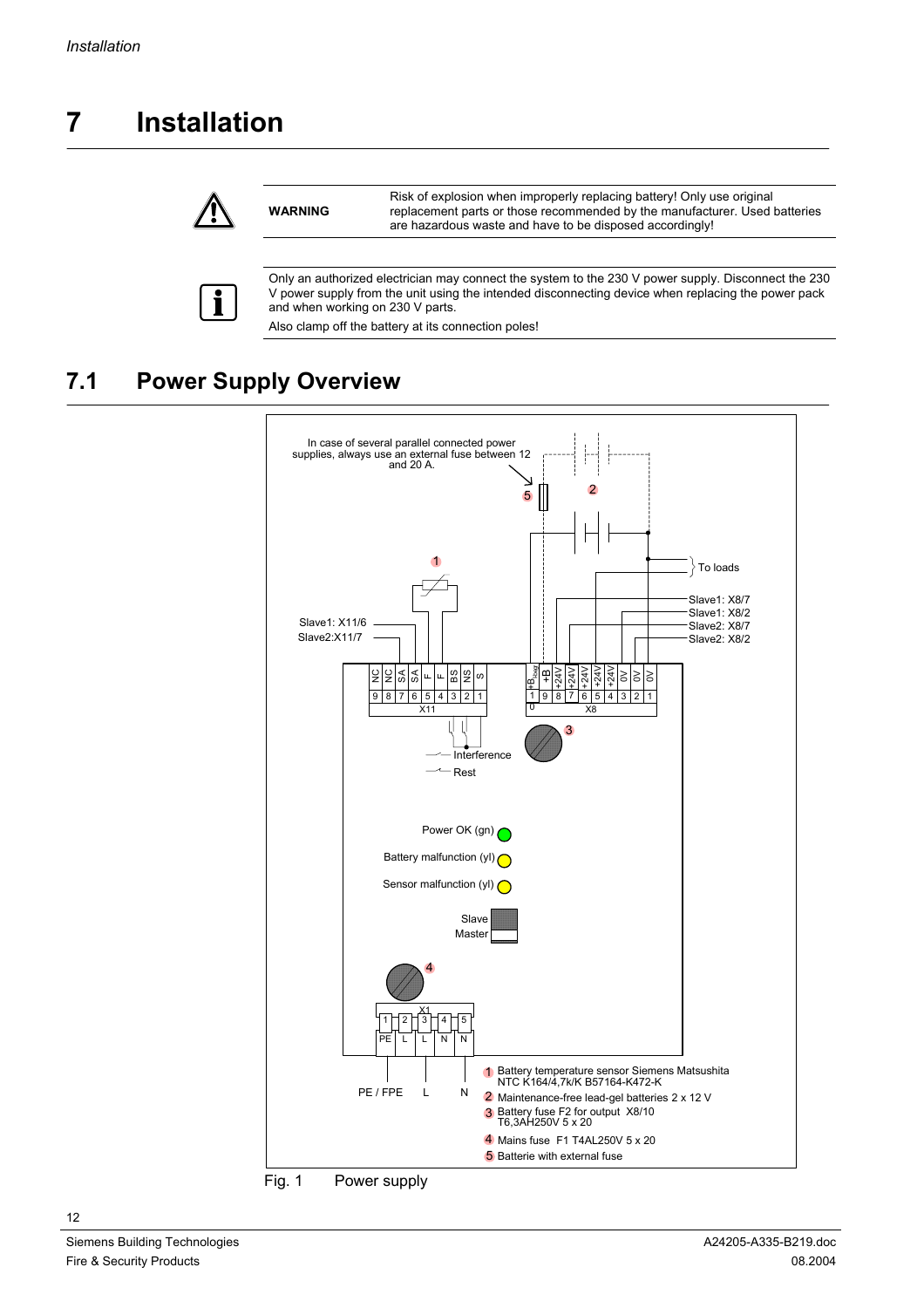# 7 Installation

| | | |
|---|---|---|
| ⚠ | **WARNING** | Risk of explosion when improperly replacing battery! Only use original replacement parts or those recommended by the manufacturer. Used batteries are hazardous waste and have to be disposed accordingly! |

Only an authorized electrician may connect the system to the 230 V power supply. Disconnect the 230 V power supply from the unit using the intended disconnecting device when replacing the power pack and when working on 230 V parts.

Also clamp off the battery at its connection poles!

## 7.1 Power Supply Overview

In case of several parallel connected power supplies, always use an external fuse between 12 and 20 A.

To loads

Slave1: X11/6
Slave2:X11/7

Slave1: X8/7
Slave1: X8/2
Slave2: X8/7
Slave2: X8/2

X11: 9 NC, 8 NC, 7 SA, 6 SA, 5 F, 4 F, 3 BS, 2 NS, 1 S

X8: 10 $+B_{Ext}$, 9 +B, 8 +24V, 7 +24V, 6 +24V, 5 +24V, 4 +24V, 3 0V, 2 0V, 1 0V

Interference
Rest

Power OK (gn)
Battery malfunction (yl)
Sensor malfunction (yl)

Slave
Master

X1: 1 PE, 2 L, 3 L, 4 N, 5 N

PE / FPE L N

1. Battery temperature sensor Siemens Matsushita NTC K164/4,7k/K B57164-K472-K
2. Maintenance-free lead-gel batteries 2 x 12 V
3. Battery fuse F2 for output X8/10 T6,3AH250V 5 x 20
4. Mains fuse F1 T4AL250V 5 x 20
5. Batterie with external fuse

Fig. 1 Power supply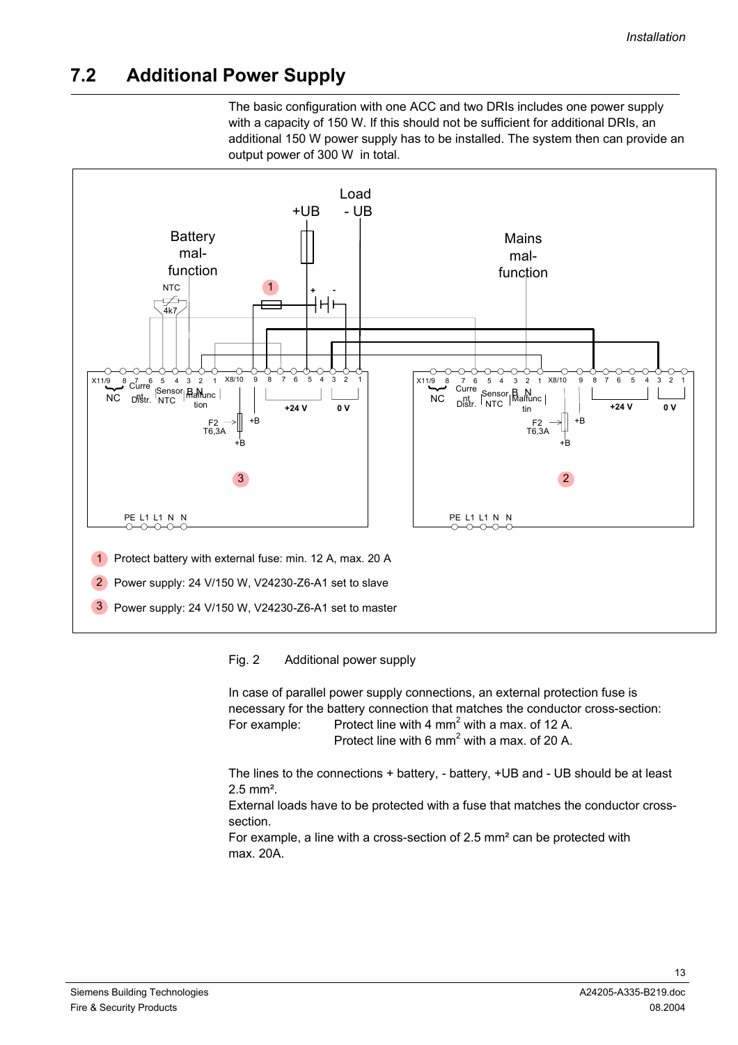## 7.2 Additional Power Supply

The basic configuration with one ACC and two DRIs includes one power supply with a capacity of 150 W. If this should not be sufficient for additional DRIs, an additional 150 W power supply has to be installed. The system then can provide an output power of 300 W in total.

1. Protect battery with external fuse: min. 12 A, max. 20 A
2. Power supply: 24 V/150 W, V24230-Z6-A1 set to slave
3. Power supply: 24 V/150 W, V24230-Z6-A1 set to master

Fig. 2 Additional power supply

In case of parallel power supply connections, an external protection fuse is necessary for the battery connection that matches the conductor cross-section:

For example: Protect line with 4 mm$^2$ with a max. of 12 A.
Protect line with 6 mm$^2$ with a max. of 20 A.

The lines to the connections + battery, - battery, +UB and - UB should be at least 2.5 mm².

External loads have to be protected with a fuse that matches the conductor cross-section.

For example, a line with a cross-section of 2.5 mm² can be protected with max. 20A.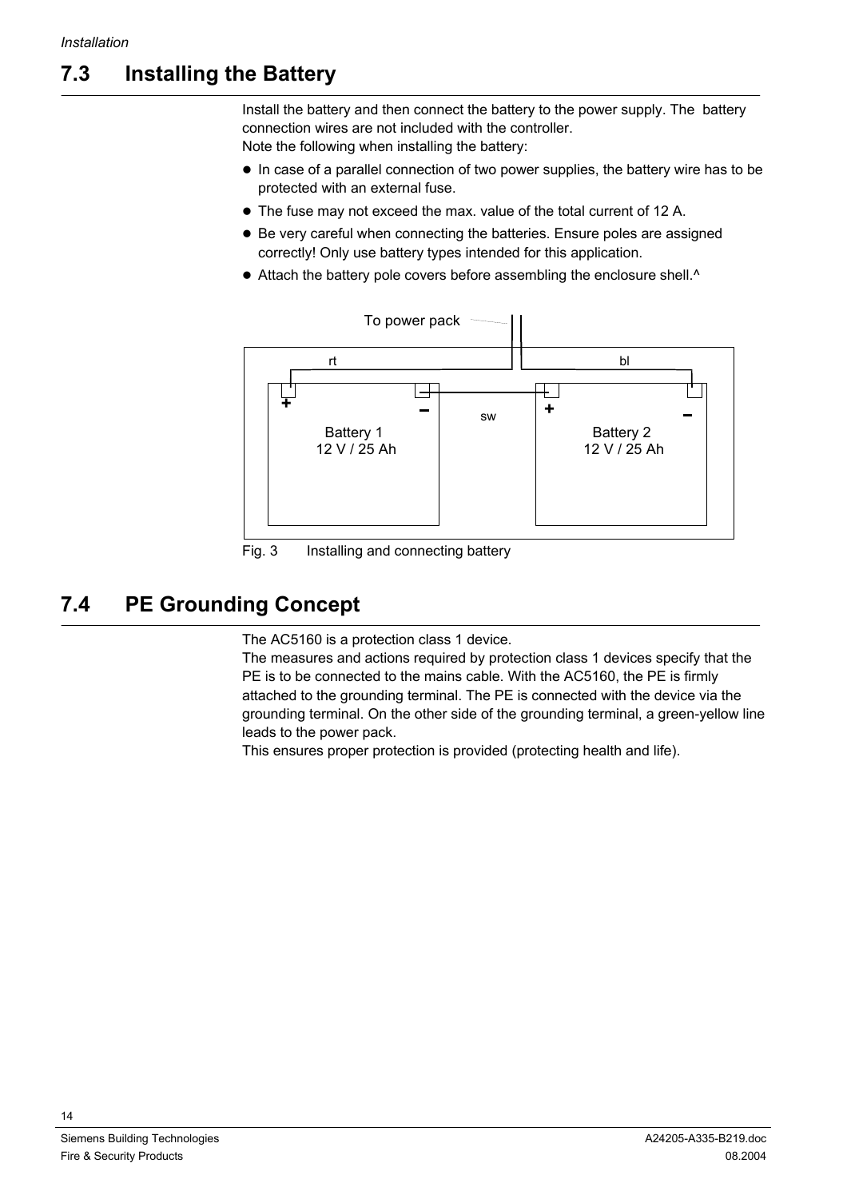## 7.3 Installing the Battery

Install the battery and then connect the battery to the power supply. The battery connection wires are not included with the controller.
Note the following when installing the battery:

- In case of a parallel connection of two power supplies, the battery wire has to be protected with an external fuse.
- The fuse may not exceed the max. value of the total current of 12 A.
- Be very careful when connecting the batteries. Ensure poles are assigned correctly! Only use battery types intended for this application.
- Attach the battery pole covers before assembling the enclosure shell.^

To power pack

rt bl

Battery 1
12 V / 25 Ah

sw

Battery 2
12 V / 25 Ah

Fig. 3 Installing and connecting battery

## 7.4 PE Grounding Concept

The AC5160 is a protection class 1 device.
The measures and actions required by protection class 1 devices specify that the PE is to be connected to the mains cable. With the AC5160, the PE is firmly attached to the grounding terminal. The PE is connected with the device via the grounding terminal. On the other side of the grounding terminal, a green-yellow line leads to the power pack.
This ensures proper protection is provided (protecting health and life).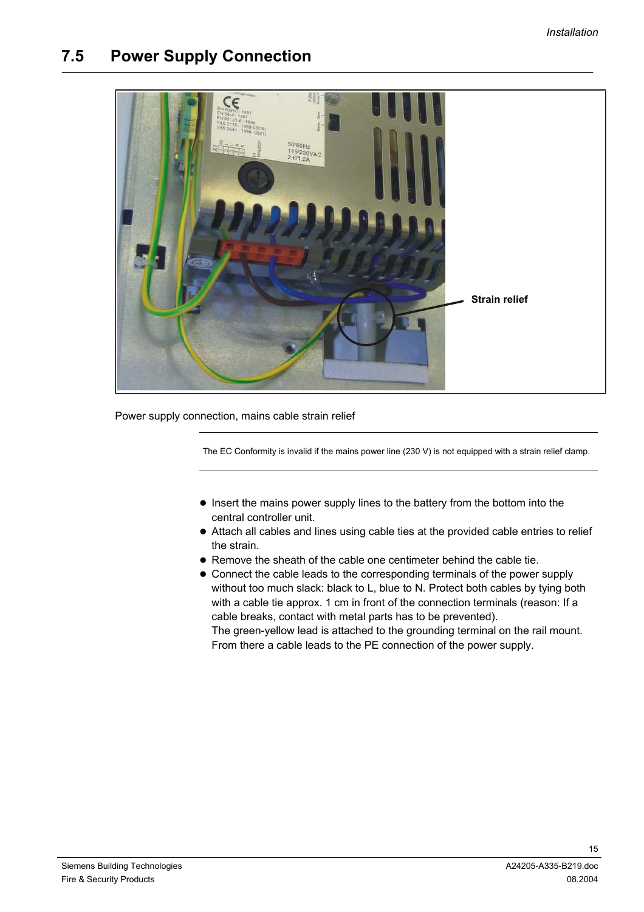## 7.5 Power Supply Connection

Strain relief

Power supply connection, mains cable strain relief

The EC Conformity is invalid if the mains power line (230 V) is not equipped with a strain relief clamp.

- Insert the mains power supply lines to the battery from the bottom into the central controller unit.
- Attach all cables and lines using cable ties at the provided cable entries to relief the strain.
- Remove the sheath of the cable one centimeter behind the cable tie.
- Connect the cable leads to the corresponding terminals of the power supply without too much slack: black to L, blue to N. Protect both cables by tying both with a cable tie approx. 1 cm in front of the connection terminals (reason: If a cable breaks, contact with metal parts has to be prevented).
  The green-yellow lead is attached to the grounding terminal on the rail mount. From there a cable leads to the PE connection of the power supply.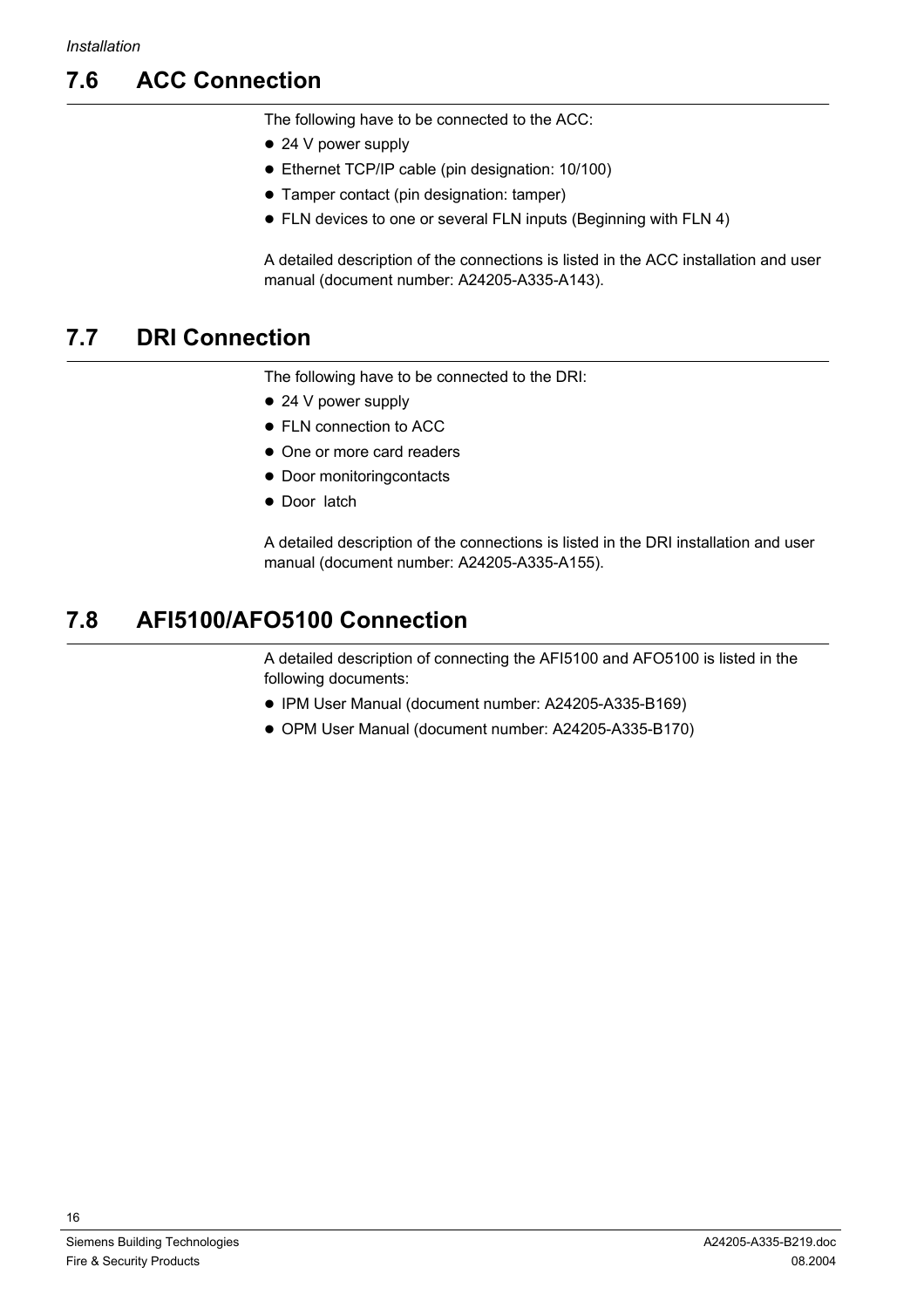## 7.6 ACC Connection

The following have to be connected to the ACC:

- 24 V power supply
- Ethernet TCP/IP cable (pin designation: 10/100)
- Tamper contact (pin designation: tamper)
- FLN devices to one or several FLN inputs (Beginning with FLN 4)

A detailed description of the connections is listed in the ACC installation and user manual (document number: A24205-A335-A143).

## 7.7 DRI Connection

The following have to be connected to the DRI:

- 24 V power supply
- FLN connection to ACC
- One or more card readers
- Door monitoringcontacts
- Door  latch

A detailed description of the connections is listed in the DRI installation and user manual (document number: A24205-A335-A155).

## 7.8 AFI5100/AFO5100 Connection

A detailed description of connecting the AFI5100 and AFO5100 is listed in the following documents:

- IPM User Manual (document number: A24205-A335-B169)
- OPM User Manual (document number: A24205-A335-B170)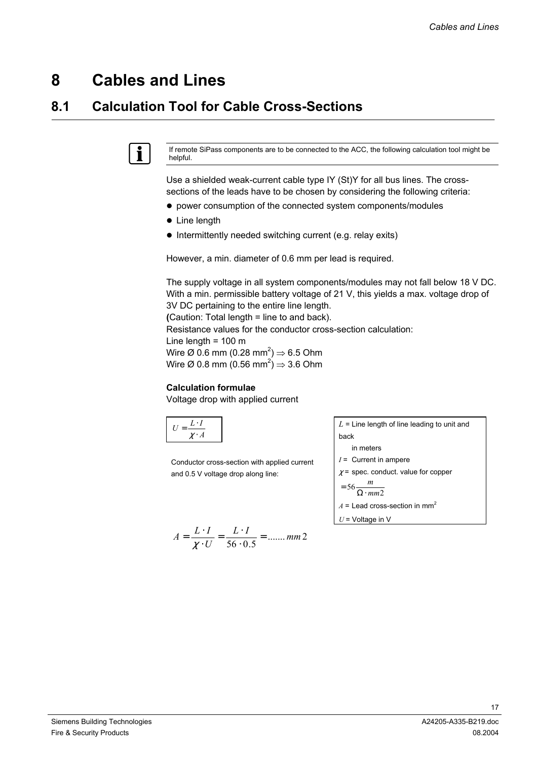# 8 Cables and Lines

## 8.1 Calculation Tool for Cable Cross-Sections

If remote SiPass components are to be connected to the ACC, the following calculation tool might be helpful.

Use a shielded weak-current cable type IY (St)Y for all bus lines. The cross-sections of the leads have to be chosen by considering the following criteria:

- power consumption of the connected system components/modules
- Line length
- Intermittently needed switching current (e.g. relay exits)

However, a min. diameter of 0.6 mm per lead is required.

The supply voltage in all system components/modules may not fall below 18 V DC. With a min. permissible battery voltage of 21 V, this yields a max. voltage drop of 3V DC pertaining to the entire line length.
**(**Caution: Total length = line to and back).
Resistance values for the conductor cross-section calculation:
Line length = 100 m
Wire Ø 0.6 mm (0.28 mm$^2$) $\Rightarrow$ 6.5 Ohm
Wire Ø 0.8 mm (0.56 mm$^2$) $\Rightarrow$ 3.6 Ohm

**Calculation formulae**

Voltage drop with applied current

$$U = \frac{L \cdot I}{\chi \cdot A}$$

$L$ = Line length of line leading to unit and back in meters
$I$ = Current in ampere
$\chi$ = spec. conduct. value for copper $= 56 \frac{m}{\Omega \cdot mm2}$
$A$ = Lead cross-section in mm$^2$
$U$ = Voltage in V

Conductor cross-section with applied current and 0.5 V voltage drop along line:

$$A = \frac{L \cdot I}{\chi \cdot U} = \frac{L \cdot I}{56 \cdot 0.5} = .......\, mm2$$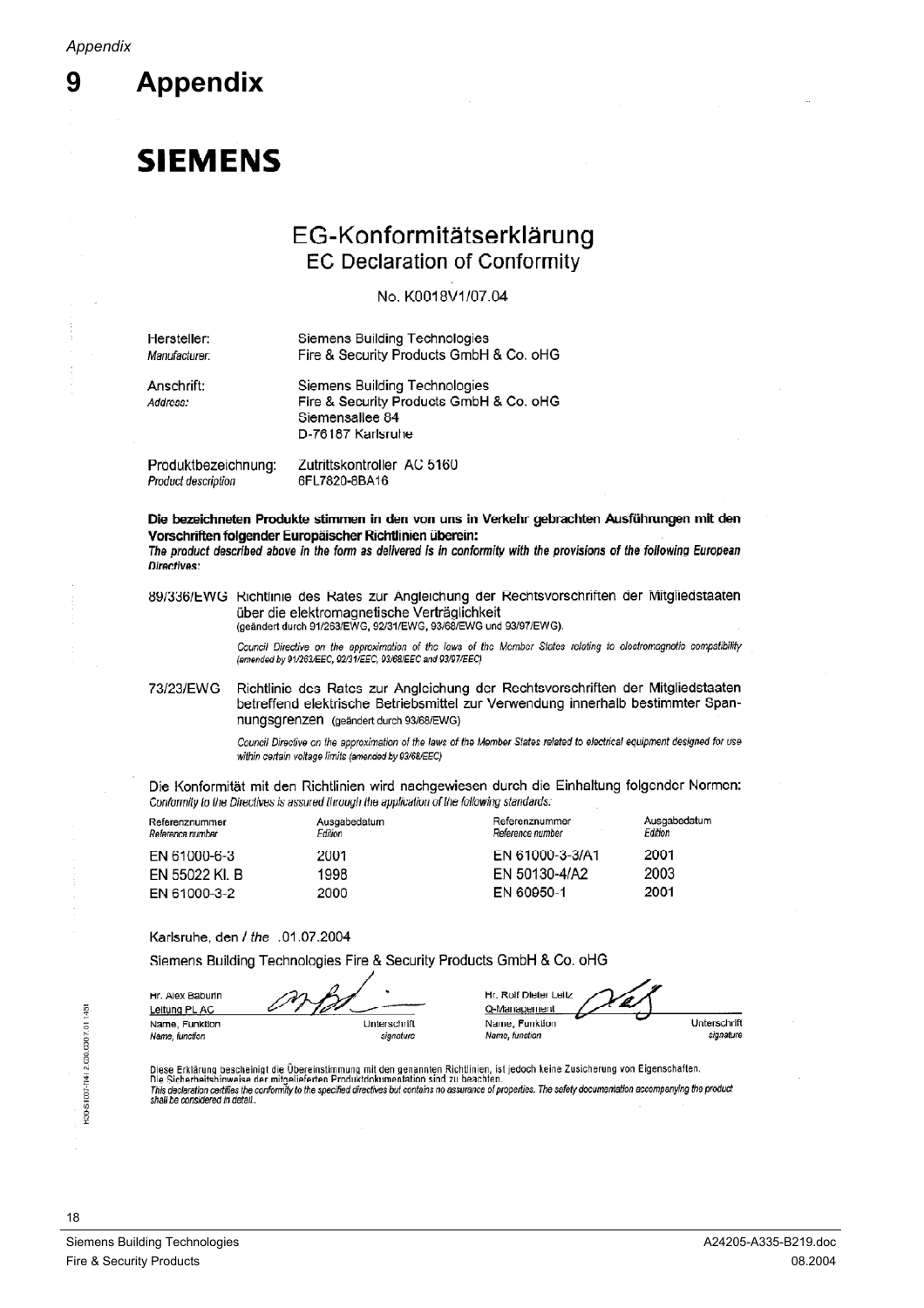# 9 Appendix

**SIEMENS**

## EG-Konformitätserklärung
### EC Declaration of Conformity

No. K0018V1/07.04

| | |
|---|---|
| Hersteller:<br>*Manufacturer:* | Siemens Building Technologies<br>Fire & Security Products GmbH & Co. oHG |
| Anschrift:<br>*Address:* | Siemens Building Technologies<br>Fire & Security Products GmbH & Co. oHG<br>Siemensallee 84<br>D-76187 Karlsruhe |
| Produktbezeichnung:<br>*Product description* | Zutrittskontroller AC 5160<br>6FL7820-8BA16 |

**Die bezeichneten Produkte stimmen in den von uns in Verkehr gebrachten Ausführungen mit den Vorschriften folgender Europäischer Richtlinien überein:**
***The product described above in the form as delivered is in conformity with the provisions of the following European Directives:***

89/336/EWG Richtlinie des Rates zur Angleichung der Rechtsvorschriften der Mitgliedstaaten über die elektromagnetische Verträglichkeit (geändert durch 91/263/EWG, 92/31/EWG, 93/68/EWG und 93/97/EWG).

*Council Directive on the approximation of the laws of the Member States relating to electromagnetic compatibility (amended by 91/263/EEC, 92/31/EEC, 93/68/EEC and 93/97/EEC)*

73/23/EWG Richtlinie des Rates zur Angleichung der Rechtsvorschriften der Mitgliedstaaten betreffend elektrische Betriebsmittel zur Verwendung innerhalb bestimmter Spannungsgrenzen (geändert durch 93/68/EWG)

*Council Directive on the approximation of the laws of the Member States related to electrical equipment designed for use within certain voltage limits (amended by 93/68/EEC)*

Die Konformität mit den Richtlinien wird nachgewiesen durch die Einhaltung folgender Normen:
*Conformity to the Directives is assured through the application of the following standards:*

| Referenznummer<br>*Reference number* | Ausgabedatum<br>*Edition* | Referenznummer<br>*Reference number* | Ausgabedatum<br>*Edition* |
|---|---|---|---|
| EN 61000-6-3 | 2001 | EN 61000-3-3/A1 | 2001 |
| EN 55022 Kl. B | 1998 | EN 50130-4/A2 | 2003 |
| EN 61000-3-2 | 2000 | EN 60950-1 | 2001 |

Karlsruhe, den / *the* .01.07.2004

Siemens Building Technologies Fire & Security Products GmbH & Co. oHG

| | | | |
|---|---|---|---|
| Hr. Alex Baburin<br>Leitung PL AC | | Hr. Rolf Dieter Leitz<br>Q-Management | |
| Name, Funktion<br>*Name, function* | Unterschrift<br>*signature* | Name, Funktion<br>*Name, function* | Unterschrift<br>*signature* |

Diese Erklärung bescheinigt die Übereinstimmung mit den genannten Richtlinien, ist jedoch keine Zusicherung von Eigenschaften. Die Sicherheitshinweise der mitgelieferten Produktdokumentation sind zu beachten.
*This declaration certifies the conformity to the specified directives but contains no assurance of properties. The safety documentation accompanying the product shall be considered in detail.*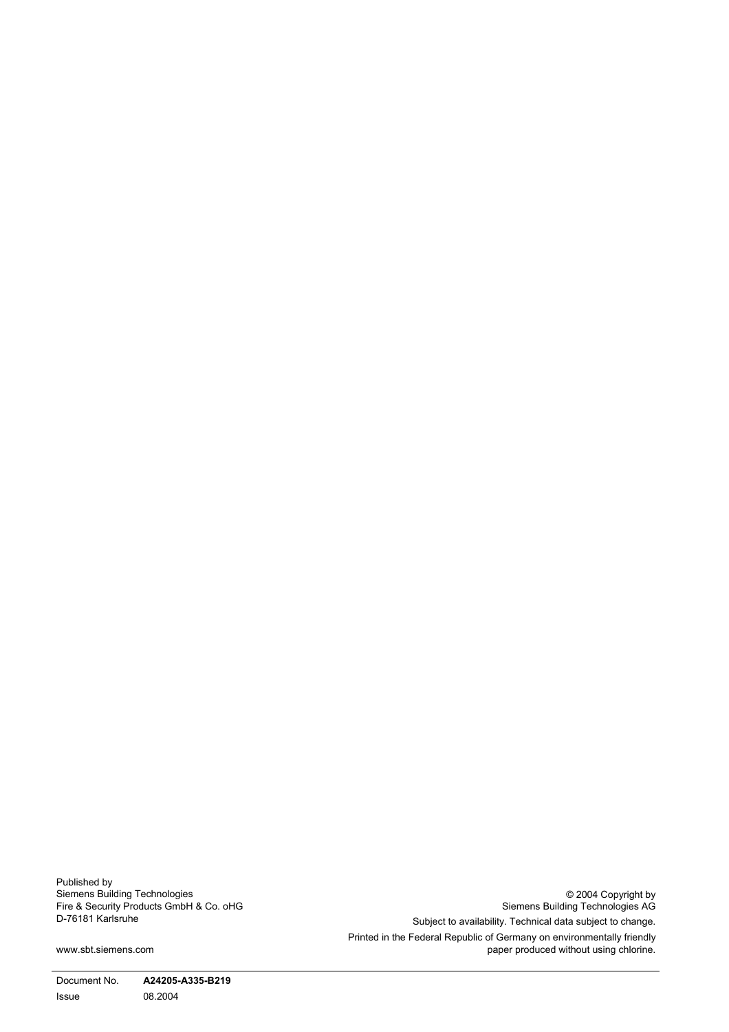Published by
Siemens Building Technologies
Fire & Security Products GmbH & Co. oHG
D-76181 Karlsruhe

www.sbt.siemens.com

© 2004 Copyright by
Siemens Building Technologies AG

Subject to availability. Technical data subject to change.

Printed in the Federal Republic of Germany on environmentally friendly paper produced without using chlorine.

| | |
|---|---|
| Document No. | **A24205-A335-B219** |
| Issue | 08.2004 |